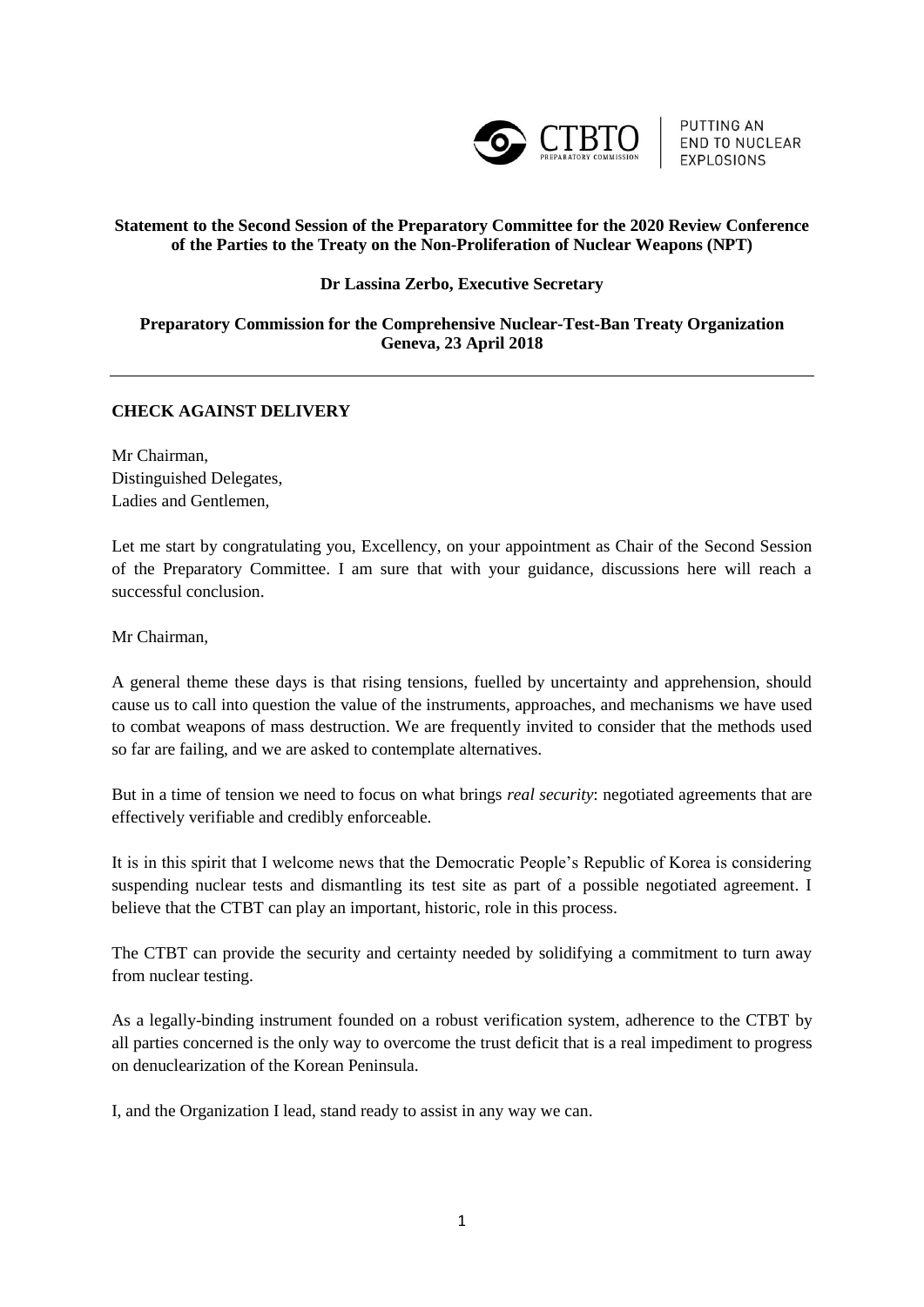CTBTO PREPARATORY COMMISSION | PUTTING AN END TO NUCLEAR EXPLOSIONS

**Statement to the Second Session of the Preparatory Committee for the 2020 Review Conference of the Parties to the Treaty on the Non-Proliferation of Nuclear Weapons (NPT)**

**Dr Lassina Zerbo, Executive Secretary**

**Preparatory Commission for the Comprehensive Nuclear-Test-Ban Treaty Organization**
**Geneva, 23 April 2018**

---

**CHECK AGAINST DELIVERY**

Mr Chairman,
Distinguished Delegates,
Ladies and Gentlemen,

Let me start by congratulating you, Excellency, on your appointment as Chair of the Second Session of the Preparatory Committee. I am sure that with your guidance, discussions here will reach a successful conclusion.

Mr Chairman,

A general theme these days is that rising tensions, fuelled by uncertainty and apprehension, should cause us to call into question the value of the instruments, approaches, and mechanisms we have used to combat weapons of mass destruction. We are frequently invited to consider that the methods used so far are failing, and we are asked to contemplate alternatives.

But in a time of tension we need to focus on what brings *real security*: negotiated agreements that are effectively verifiable and credibly enforceable.

It is in this spirit that I welcome news that the Democratic People's Republic of Korea is considering suspending nuclear tests and dismantling its test site as part of a possible negotiated agreement. I believe that the CTBT can play an important, historic, role in this process.

The CTBT can provide the security and certainty needed by solidifying a commitment to turn away from nuclear testing.

As a legally-binding instrument founded on a robust verification system, adherence to the CTBT by all parties concerned is the only way to overcome the trust deficit that is a real impediment to progress on denuclearization of the Korean Peninsula.

I, and the Organization I lead, stand ready to assist in any way we can.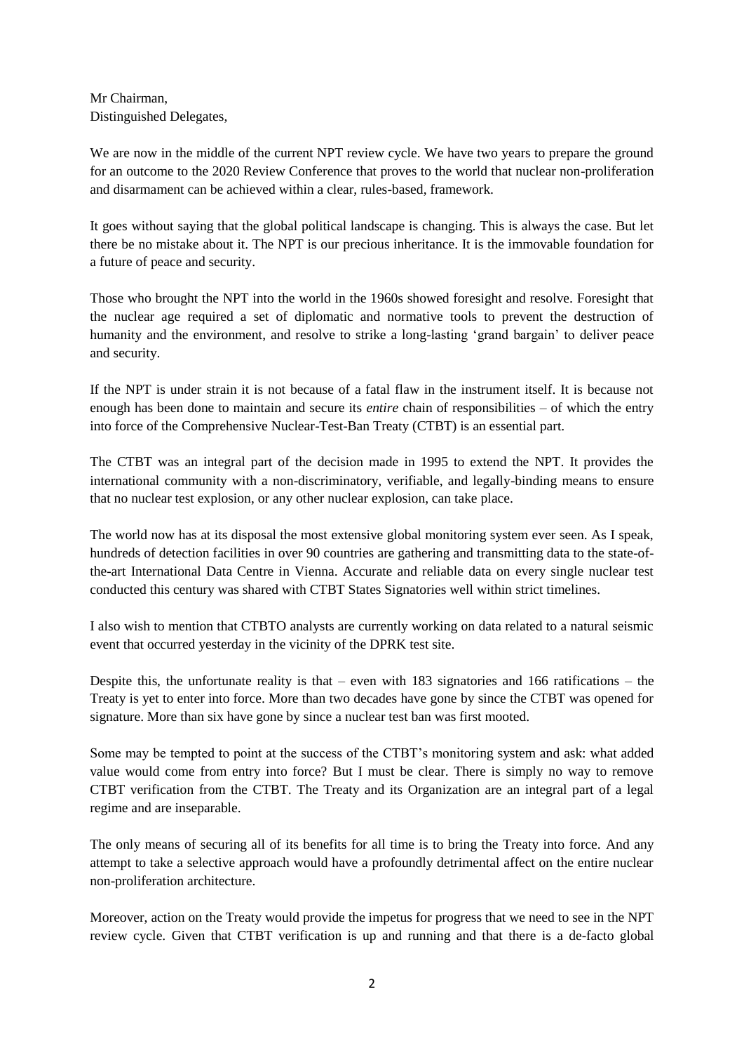Mr Chairman,
Distinguished Delegates,

We are now in the middle of the current NPT review cycle. We have two years to prepare the ground for an outcome to the 2020 Review Conference that proves to the world that nuclear non-proliferation and disarmament can be achieved within a clear, rules-based, framework.

It goes without saying that the global political landscape is changing. This is always the case. But let there be no mistake about it. The NPT is our precious inheritance. It is the immovable foundation for a future of peace and security.

Those who brought the NPT into the world in the 1960s showed foresight and resolve. Foresight that the nuclear age required a set of diplomatic and normative tools to prevent the destruction of humanity and the environment, and resolve to strike a long-lasting 'grand bargain' to deliver peace and security.

If the NPT is under strain it is not because of a fatal flaw in the instrument itself. It is because not enough has been done to maintain and secure its *entire* chain of responsibilities – of which the entry into force of the Comprehensive Nuclear-Test-Ban Treaty (CTBT) is an essential part.

The CTBT was an integral part of the decision made in 1995 to extend the NPT. It provides the international community with a non-discriminatory, verifiable, and legally-binding means to ensure that no nuclear test explosion, or any other nuclear explosion, can take place.

The world now has at its disposal the most extensive global monitoring system ever seen. As I speak, hundreds of detection facilities in over 90 countries are gathering and transmitting data to the state-of-the-art International Data Centre in Vienna. Accurate and reliable data on every single nuclear test conducted this century was shared with CTBT States Signatories well within strict timelines.

I also wish to mention that CTBTO analysts are currently working on data related to a natural seismic event that occurred yesterday in the vicinity of the DPRK test site.

Despite this, the unfortunate reality is that – even with 183 signatories and 166 ratifications – the Treaty is yet to enter into force. More than two decades have gone by since the CTBT was opened for signature. More than six have gone by since a nuclear test ban was first mooted.

Some may be tempted to point at the success of the CTBT's monitoring system and ask: what added value would come from entry into force? But I must be clear. There is simply no way to remove CTBT verification from the CTBT. The Treaty and its Organization are an integral part of a legal regime and are inseparable.

The only means of securing all of its benefits for all time is to bring the Treaty into force. And any attempt to take a selective approach would have a profoundly detrimental affect on the entire nuclear non-proliferation architecture.

Moreover, action on the Treaty would provide the impetus for progress that we need to see in the NPT review cycle. Given that CTBT verification is up and running and that there is a de-facto global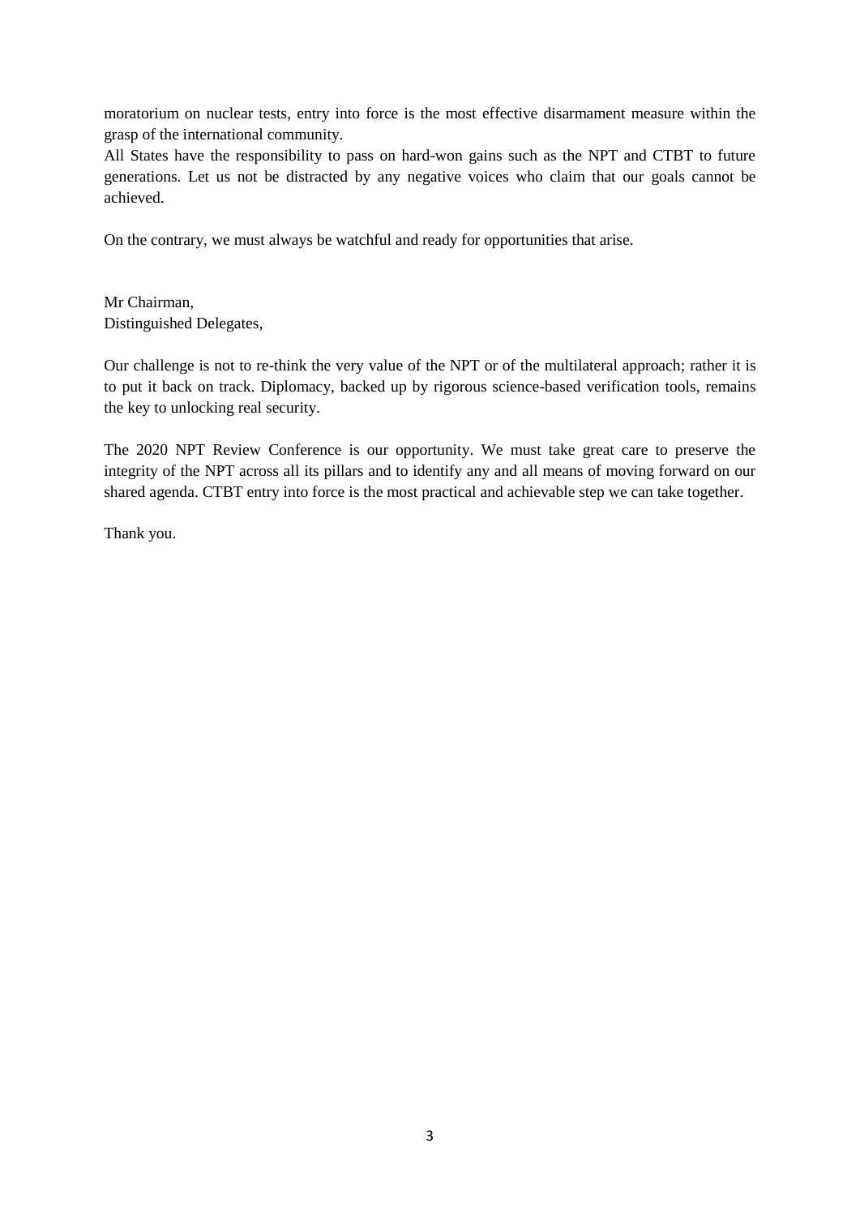moratorium on nuclear tests, entry into force is the most effective disarmament measure within the grasp of the international community.

All States have the responsibility to pass on hard-won gains such as the NPT and CTBT to future generations. Let us not be distracted by any negative voices who claim that our goals cannot be achieved.

On the contrary, we must always be watchful and ready for opportunities that arise.

Mr Chairman,
Distinguished Delegates,

Our challenge is not to re-think the very value of the NPT or of the multilateral approach; rather it is to put it back on track. Diplomacy, backed up by rigorous science-based verification tools, remains the key to unlocking real security.

The 2020 NPT Review Conference is our opportunity. We must take great care to preserve the integrity of the NPT across all its pillars and to identify any and all means of moving forward on our shared agenda. CTBT entry into force is the most practical and achievable step we can take together.

Thank you.